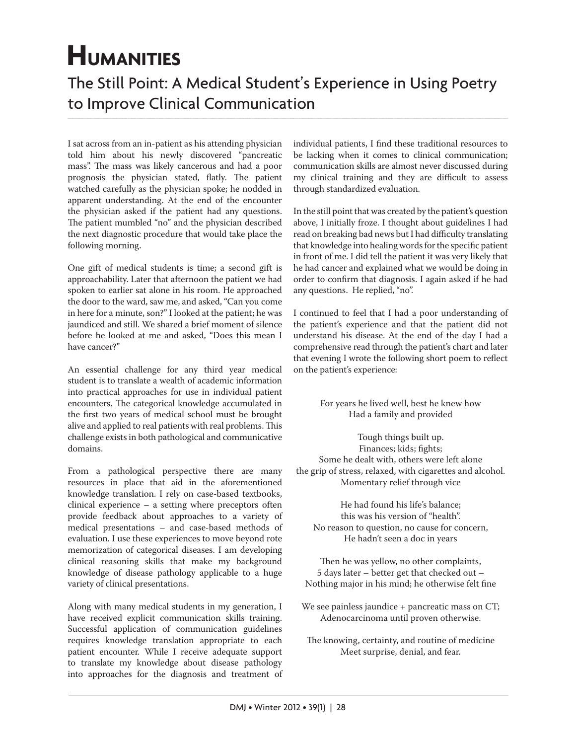# Humanities

## The Still Point: A Medical Student's Experience in Using Poetry to Improve Clinical Communication

I sat across from an in-patient as his attending physician told him about his newly discovered "pancreatic mass". The mass was likely cancerous and had a poor prognosis the physician stated, flatly. The patient watched carefully as the physician spoke; he nodded in apparent understanding. At the end of the encounter the physician asked if the patient had any questions. The patient mumbled "no" and the physician described the next diagnostic procedure that would take place the following morning.

One gift of medical students is time; a second gift is approachability. Later that afternoon the patient we had spoken to earlier sat alone in his room. He approached the door to the ward, saw me, and asked, "Can you come in here for a minute, son?" I looked at the patient; he was jaundiced and still. We shared a brief moment of silence before he looked at me and asked, "Does this mean I have cancer?"

An essential challenge for any third year medical student is to translate a wealth of academic information into practical approaches for use in individual patient encounters. The categorical knowledge accumulated in the first two years of medical school must be brought alive and applied to real patients with real problems. This challenge exists in both pathological and communicative domains.

From a pathological perspective there are many resources in place that aid in the aforementioned knowledge translation. I rely on case-based textbooks, clinical experience – a setting where preceptors often provide feedback about approaches to a variety of medical presentations – and case-based methods of evaluation. I use these experiences to move beyond rote memorization of categorical diseases. I am developing clinical reasoning skills that make my background knowledge of disease pathology applicable to a huge variety of clinical presentations.

Along with many medical students in my generation, I have received explicit communication skills training. Successful application of communication guidelines requires knowledge translation appropriate to each patient encounter. While I receive adequate support to translate my knowledge about disease pathology into approaches for the diagnosis and treatment of individual patients, I find these traditional resources to be lacking when it comes to clinical communication; communication skills are almost never discussed during my clinical training and they are difficult to assess through standardized evaluation.

In the still point that was created by the patient's question above, I initially froze. I thought about guidelines I had read on breaking bad news but I had difficulty translating that knowledge into healing words for the specific patient in front of me. I did tell the patient it was very likely that he had cancer and explained what we would be doing in order to confirm that diagnosis. I again asked if he had any questions. He replied, "no".

I continued to feel that I had a poor understanding of the patient's experience and that the patient did not understand his disease. At the end of the day I had a comprehensive read through the patient's chart and later that evening I wrote the following short poem to reflect on the patient's experience:

For years he lived well, best he knew how  
Had a family and provided

Tough things built up.  
Finances; kids; fights;  
Some he dealt with, others were left alone  
the grip of stress, relaxed, with cigarettes and alcohol.  
Momentary relief through vice

He had found his life's balance;  
this was his version of "health".  
No reason to question, no cause for concern,  
He hadn't seen a doc in years

Then he was yellow, no other complaints,  
5 days later – better get that checked out –  
Nothing major in his mind; he otherwise felt fine

We see painless jaundice + pancreatic mass on CT;  
Adenocarcinoma until proven otherwise.

The knowing, certainty, and routine of medicine  
Meet surprise, denial, and fear.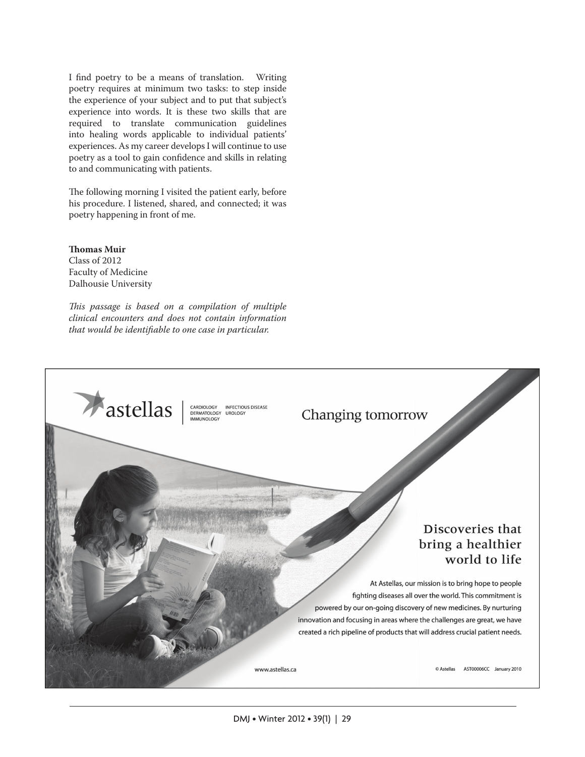I find poetry to be a means of translation. Writing poetry requires at minimum two tasks: to step inside the experience of your subject and to put that subject's experience into words. It is these two skills that are required to translate communication guidelines into healing words applicable to individual patients' experiences. As my career develops I will continue to use poetry as a tool to gain confidence and skills in relating to and communicating with patients.

The following morning I visited the patient early, before his procedure. I listened, shared, and connected; it was poetry happening in front of me.

**Thomas Muir**
Class of 2012
Faculty of Medicine
Dalhousie University

*This passage is based on a compilation of multiple clinical encounters and does not contain information that would be identifiable to one case in particular.*

astellas | CARDIOLOGY INFECTIOUS DISEASE DERMATOLOGY UROLOGY IMMUNOLOGY

Changing tomorrow

Discoveries that bring a healthier world to life

At Astellas, our mission is to bring hope to people fighting diseases all over the world. This commitment is powered by our on-going discovery of new medicines. By nurturing innovation and focusing in areas where the challenges are great, we have created a rich pipeline of products that will address crucial patient needs.

www.astellas.ca

© Astellas AST00006CC January 2010